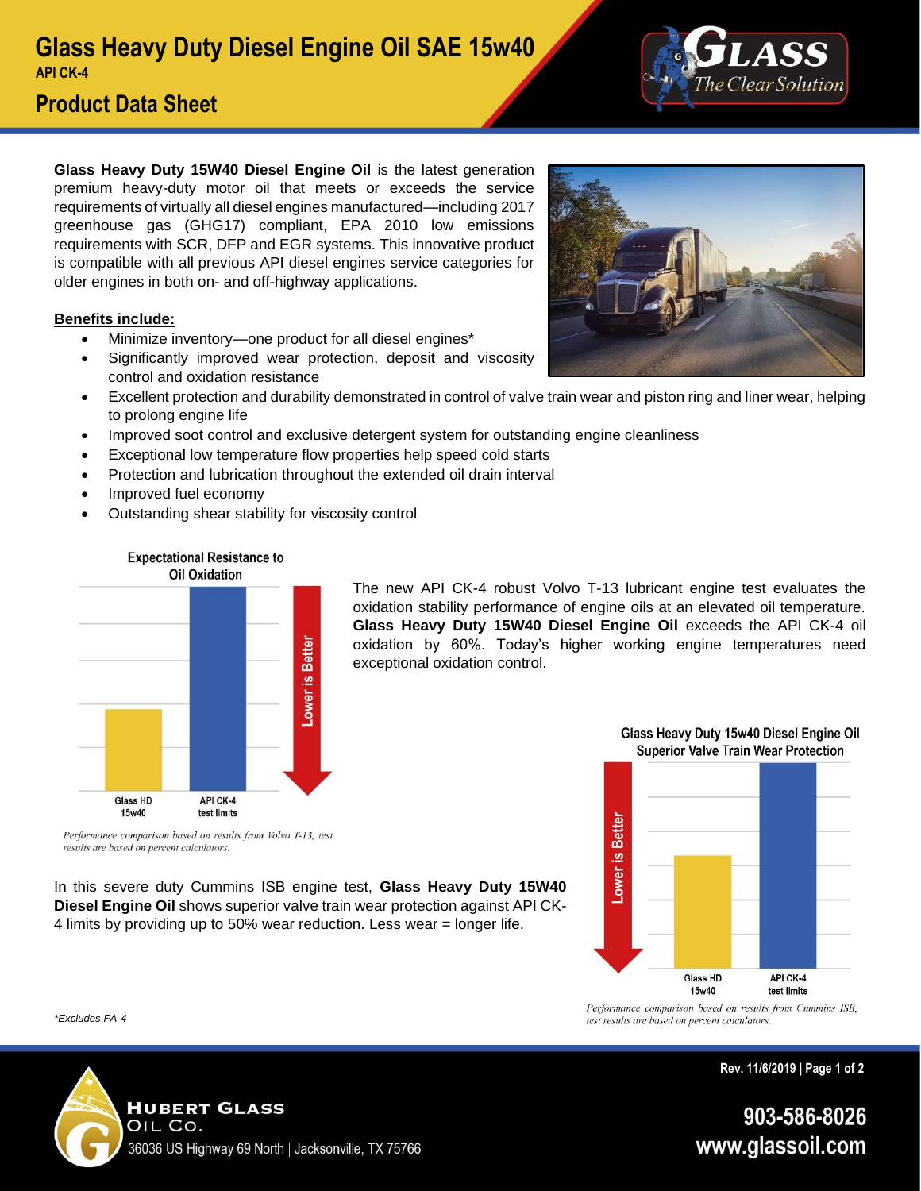# Glass Heavy Duty Diesel Engine Oil SAE 15w40

**API CK-4**

## Product Data Sheet

**Glass Heavy Duty 15W40 Diesel Engine Oil** is the latest generation premium heavy-duty motor oil that meets or exceeds the service requirements of virtually all diesel engines manufactured—including 2017 greenhouse gas (GHG17) compliant, EPA 2010 low emissions requirements with SCR, DFP and EGR systems. This innovative product is compatible with all previous API diesel engines service categories for older engines in both on- and off-highway applications.

**Benefits include:**

- Minimize inventory—one product for all diesel engines*
- Significantly improved wear protection, deposit and viscosity control and oxidation resistance
- Excellent protection and durability demonstrated in control of valve train wear and piston ring and liner wear, helping to prolong engine life
- Improved soot control and exclusive detergent system for outstanding engine cleanliness
- Exceptional low temperature flow properties help speed cold starts
- Protection and lubrication throughout the extended oil drain interval
- Improved fuel economy
- Outstanding shear stability for viscosity control

**Expectational Resistance to Oil Oxidation**

Glass HD 15w40 | API CK-4 test limits | Lower is Better

*Performance comparison based on results from Volvo T-13, test results are based on percent calculators.*

The new API CK-4 robust Volvo T-13 lubricant engine test evaluates the oxidation stability performance of engine oils at an elevated oil temperature. **Glass Heavy Duty 15W40 Diesel Engine Oil** exceeds the API CK-4 oil oxidation by 60%. Today's higher working engine temperatures need exceptional oxidation control.

In this severe duty Cummins ISB engine test, **Glass Heavy Duty 15W40 Diesel Engine Oil** shows superior valve train wear protection against API CK-4 limits by providing up to 50% wear reduction. Less wear = longer life.

**Glass Heavy Duty 15w40 Diesel Engine Oil Superior Valve Train Wear Protection**

Lower is Better | Glass HD 15w40 | API CK-4 test limits

*Performance comparison based on results from Cummins ISB, test results are based on percent calculators.*

*Excludes FA-4

Rev. 11/6/2019

**Hubert Glass Oil Co.**
36036 US Highway 69 North | Jacksonville, TX 75766

903-586-8026
www.glassoil.com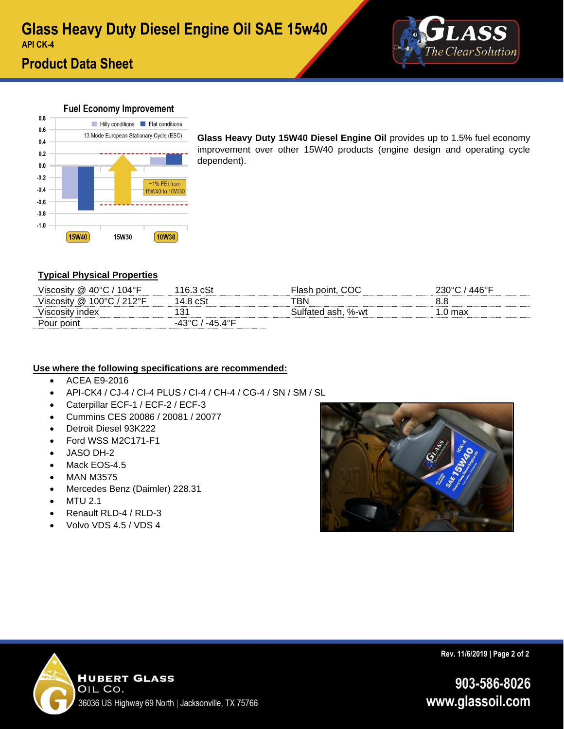# Glass Heavy Duty Diesel Engine Oil SAE 15w40

**API CK-4**

## Product Data Sheet

Fuel Economy Improvement

Hilly conditions  Flat conditions

13 Mode European Stationary Cycle (ESC)

0.8
0.6
0.4
0.2
0.0
-0.2
-0.4
-0.6
-0.8
-1.0

~1% FEI from 15W40 to 10W30

15W40  15W30  10W30

**Glass Heavy Duty 15W40 Diesel Engine Oil** provides up to 1.5% fuel economy improvement over other 15W40 products (engine design and operating cycle dependent).

### Typical Physical Properties

| | | | |
|---|---|---|---|
| Viscosity @ 40°C / 104°F | 116.3 cSt | Flash point, COC | 230°C / 446°F |
| Viscosity @ 100°C / 212°F | 14.8 cSt | TBN | 8.8 |
| Viscosity index | 131 | Sulfated ash, %-wt | 1.0 max |
| Pour point | -43°C / -45.4°F | | |

### Use where the following specifications are recommended:

- ACEA E9-2016
- API-CK4 / CJ-4 / CI-4 PLUS / CI-4 / CH-4 / CG-4 / SN / SM / SL
- Caterpillar ECF-1 / ECF-2 / ECF-3
- Cummins CES 20086 / 20081 / 20077
- Detroit Diesel 93K222
- Ford WSS M2C171-F1
- JASO DH-2
- Mack EOS-4.5
- MAN M3575
- Mercedes Benz (Daimler) 228.31
- MTU 2.1
- Renault RLD-4 / RLD-3
- Volvo VDS 4.5 / VDS 4

Rev. 11/6/2019

HUBERT GLASS OIL CO.
36036 US Highway 69 North | Jacksonville, TX 75766

903-586-8026
www.glassoil.com